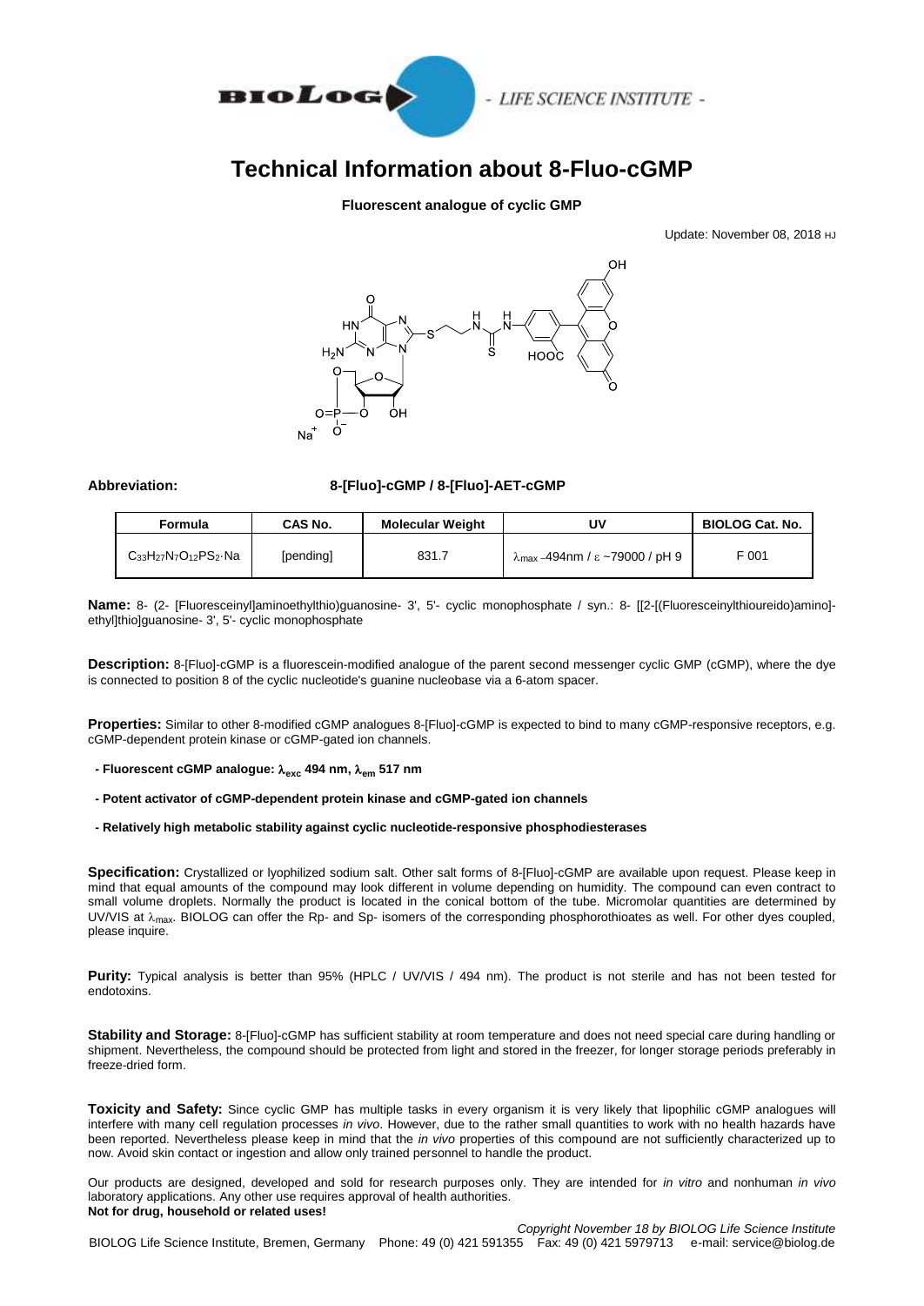# Technical Information about 8-Fluo-cGMP

**Fluorescent analogue of cyclic GMP**

Update: November 08, 2018 HJ

**Abbreviation:** **8-[Fluo]-cGMP / 8-[Fluo]-AET-cGMP**

| Formula | CAS No. | Molecular Weight | UV | BIOLOG Cat. No. |
|---|---|---|---|---|
| $C_{33}H_{27}N_7O_{12}PS_2 \cdot Na$ | [pending] | 831.7 | $\lambda_{max}$ ~494nm / $\varepsilon$ ~79000 / pH 9 | F 001 |

**Name:** 8- (2- [Fluoresceinyl]aminoethylthio)guanosine- 3', 5'- cyclic monophosphate / syn.: 8- [[2-[(Fluoresceinylthioureido)amino]-ethyl]thio]guanosine- 3', 5'- cyclic monophosphate

**Description:** 8-[Fluo]-cGMP is a fluorescein-modified analogue of the parent second messenger cyclic GMP (cGMP), where the dye is connected to position 8 of the cyclic nucleotide's guanine nucleobase via a 6-atom spacer.

**Properties:** Similar to other 8-modified cGMP analogues 8-[Fluo]-cGMP is expected to bind to many cGMP-responsive receptors, e.g. cGMP-dependent protein kinase or cGMP-gated ion channels.

- **Fluorescent cGMP analogue: $\lambda_{exc}$ 494 nm, $\lambda_{em}$ 517 nm**
- **Potent activator of cGMP-dependent protein kinase and cGMP-gated ion channels**
- **Relatively high metabolic stability against cyclic nucleotide-responsive phosphodiesterases**

**Specification:** Crystallized or lyophilized sodium salt. Other salt forms of 8-[Fluo]-cGMP are available upon request. Please keep in mind that equal amounts of the compound may look different in volume depending on humidity. The compound can even contract to small volume droplets. Normally the product is located in the conical bottom of the tube. Micromolar quantities are determined by UV/VIS at $\lambda_{max}$. BIOLOG can offer the Rp- and Sp- isomers of the corresponding phosphorothioates as well. For other dyes coupled, please inquire.

**Purity:** Typical analysis is better than 95% (HPLC / UV/VIS / 494 nm). The product is not sterile and has not been tested for endotoxins.

**Stability and Storage:** 8-[Fluo]-cGMP has sufficient stability at room temperature and does not need special care during handling or shipment. Nevertheless, the compound should be protected from light and stored in the freezer, for longer storage periods preferably in freeze-dried form.

**Toxicity and Safety:** Since cyclic GMP has multiple tasks in every organism it is very likely that lipophilic cGMP analogues will interfere with many cell regulation processes *in vivo*. However, due to the rather small quantities to work with no health hazards have been reported. Nevertheless please keep in mind that the *in vivo* properties of this compound are not sufficiently characterized up to now. Avoid skin contact or ingestion and allow only trained personnel to handle the product.

Our products are designed, developed and sold for research purposes only. They are intended for *in vitro* and nonhuman *in vivo* laboratory applications. Any other use requires approval of health authorities.
**Not for drug, household or related uses!**

*Copyright November 18 by BIOLOG Life Science Institute*

BIOLOG Life Science Institute, Bremen, Germany Phone: 49 (0) 421 591355 Fax: 49 (0) 421 5979713 e-mail: service@biolog.de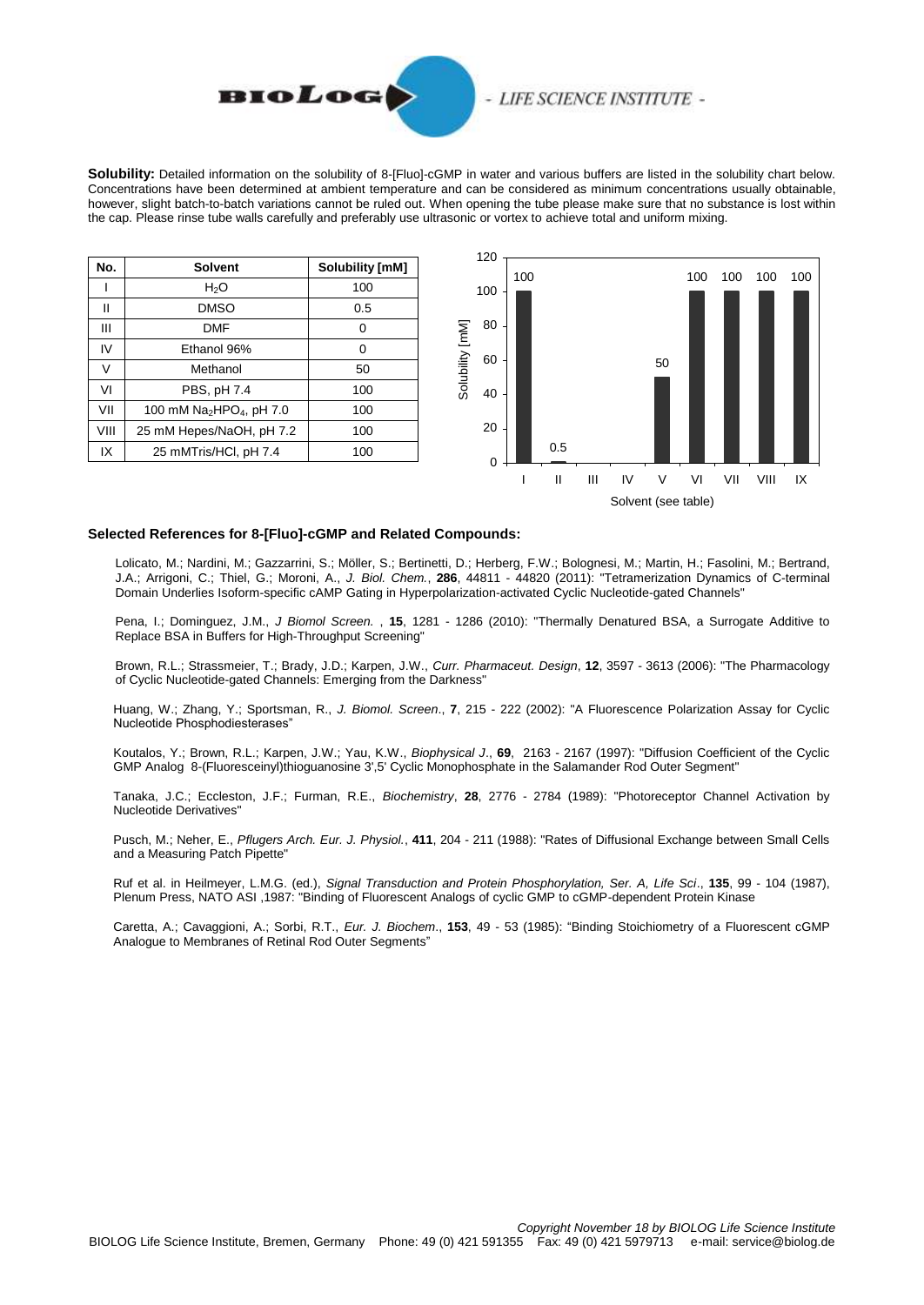**Solubility:** Detailed information on the solubility of 8-[Fluo]-cGMP in water and various buffers are listed in the solubility chart below. Concentrations have been determined at ambient temperature and can be considered as minimum concentrations usually obtainable, however, slight batch-to-batch variations cannot be ruled out. When opening the tube please make sure that no substance is lost within the cap. Please rinse tube walls carefully and preferably use ultrasonic or vortex to achieve total and uniform mixing.

| No. | Solvent | Solubility [mM] |
| --- | --- | --- |
| I | $H_2O$ | 100 |
| II | DMSO | 0.5 |
| III | DMF | 0 |
| IV | Ethanol 96% | 0 |
| V | Methanol | 50 |
| VI | PBS, pH 7.4 | 100 |
| VII | 100 mM $Na_2HPO_4$, pH 7.0 | 100 |
| VIII | 25 mM Hepes/NaOH, pH 7.2 | 100 |
| IX | 25 mMTris/HCl, pH 7.4 | 100 |

Solubility [mM]

120
100
80
60
40
20
0

100
0.5
50
100
100
100
100

I II III IV V VI VII VIII IX

Solvent (see table)

### Selected References for 8-[Fluo]-cGMP and Related Compounds:

Lolicato, M.; Nardini, M.; Gazzarrini, S.; Möller, S.; Bertinetti, D.; Herberg, F.W.; Bolognesi, M.; Martin, H.; Fasolini, M.; Bertrand, J.A.; Arrigoni, C.; Thiel, G.; Moroni, A., *J. Biol. Chem.*, **286**, 44811 - 44820 (2011): "Tetramerization Dynamics of C-terminal Domain Underlies Isoform-specific cAMP Gating in Hyperpolarization-activated Cyclic Nucleotide-gated Channels"

Pena, I.; Dominguez, J.M., *J Biomol Screen.* , **15**, 1281 - 1286 (2010): "Thermally Denatured BSA, a Surrogate Additive to Replace BSA in Buffers for High-Throughput Screening"

Brown, R.L.; Strassmeier, T.; Brady, J.D.; Karpen, J.W., *Curr. Pharmaceut. Design*, **12**, 3597 - 3613 (2006): "The Pharmacology of Cyclic Nucleotide-gated Channels: Emerging from the Darkness"

Huang, W.; Zhang, Y.; Sportsman, R., *J. Biomol. Screen*., **7**, 215 - 222 (2002): "A Fluorescence Polarization Assay for Cyclic Nucleotide Phosphodiesterases"

Koutalos, Y.; Brown, R.L.; Karpen, J.W.; Yau, K.W., *Biophysical J*., **69**, 2163 - 2167 (1997): "Diffusion Coefficient of the Cyclic GMP Analog 8-(Fluoresceinyl)thioguanosine 3',5' Cyclic Monophosphate in the Salamander Rod Outer Segment"

Tanaka, J.C.; Eccleston, J.F.; Furman, R.E., *Biochemistry*, **28**, 2776 - 2784 (1989): "Photoreceptor Channel Activation by Nucleotide Derivatives"

Pusch, M.; Neher, E., *Pflugers Arch. Eur. J. Physiol.*, **411**, 204 - 211 (1988): "Rates of Diffusional Exchange between Small Cells and a Measuring Patch Pipette"

Ruf et al. in Heilmeyer, L.M.G. (ed.), *Signal Transduction and Protein Phosphorylation, Ser. A, Life Sci*., **135**, 99 - 104 (1987), Plenum Press, NATO ASI ,1987: "Binding of Fluorescent Analogs of cyclic GMP to cGMP-dependent Protein Kinase

Caretta, A.; Cavaggioni, A.; Sorbi, R.T., *Eur. J. Biochem*., **153**, 49 - 53 (1985): "Binding Stoichiometry of a Fluorescent cGMP Analogue to Membranes of Retinal Rod Outer Segments"